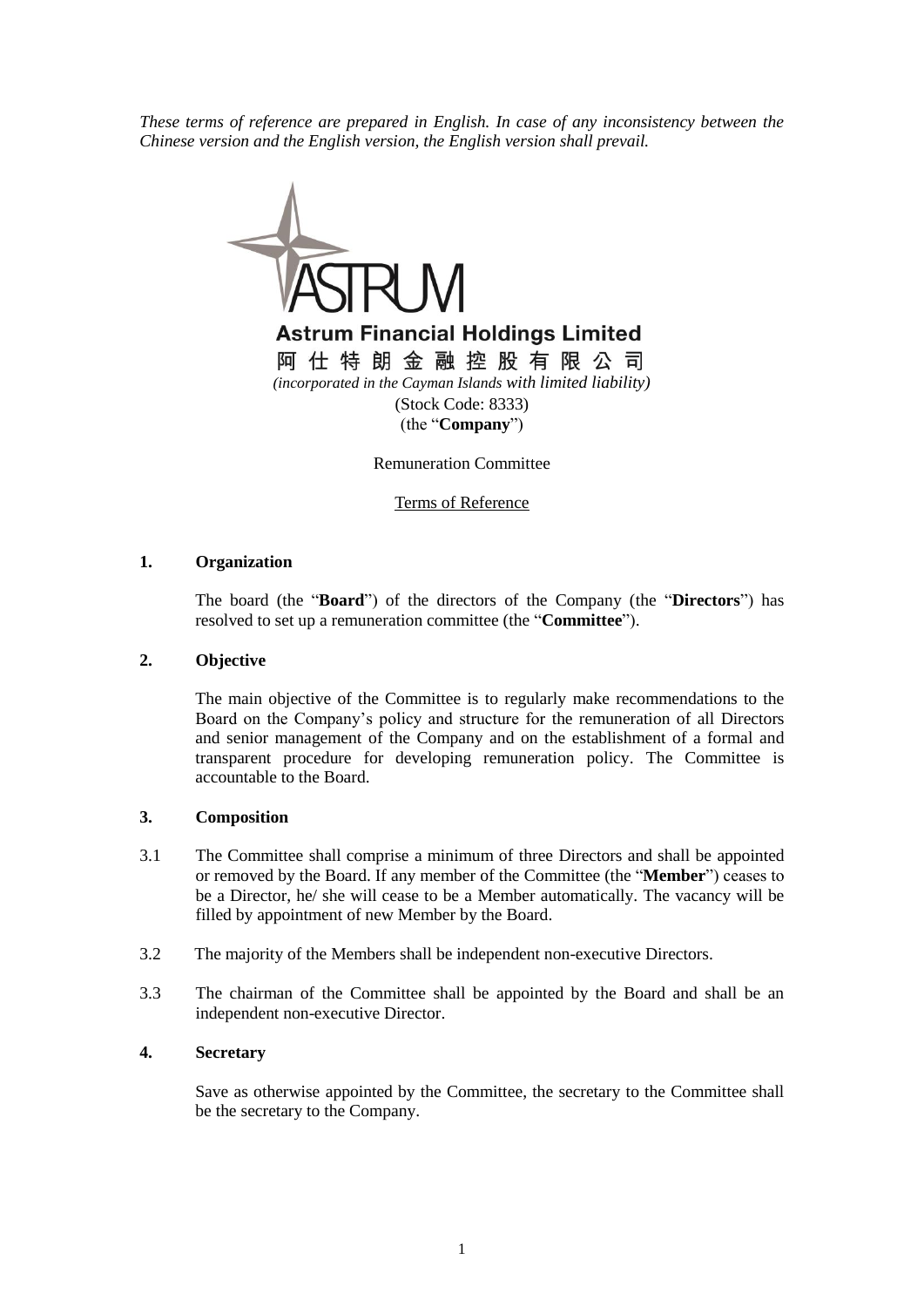*These terms of reference are prepared in English. In case of any inconsistency between the Chinese version and the English version, the English version shall prevail.*

**Astrum Financial Holdings Limited**

阿仕特朗金融控股有限公司

*(incorporated in the Cayman Islands with limited liability)*

(Stock Code: 8333)

(the "**Company**")

Remuneration Committee

Terms of Reference

## 1. Organization

The board (the "**Board**") of the directors of the Company (the "**Directors**") has resolved to set up a remuneration committee (the "**Committee**").

## 2. Objective

The main objective of the Committee is to regularly make recommendations to the Board on the Company's policy and structure for the remuneration of all Directors and senior management of the Company and on the establishment of a formal and transparent procedure for developing remuneration policy. The Committee is accountable to the Board.

## 3. Composition

3.1 The Committee shall comprise a minimum of three Directors and shall be appointed or removed by the Board. If any member of the Committee (the "**Member**") ceases to be a Director, he/ she will cease to be a Member automatically. The vacancy will be filled by appointment of new Member by the Board.

3.2 The majority of the Members shall be independent non-executive Directors.

3.3 The chairman of the Committee shall be appointed by the Board and shall be an independent non-executive Director.

## 4. Secretary

Save as otherwise appointed by the Committee, the secretary to the Committee shall be the secretary to the Company.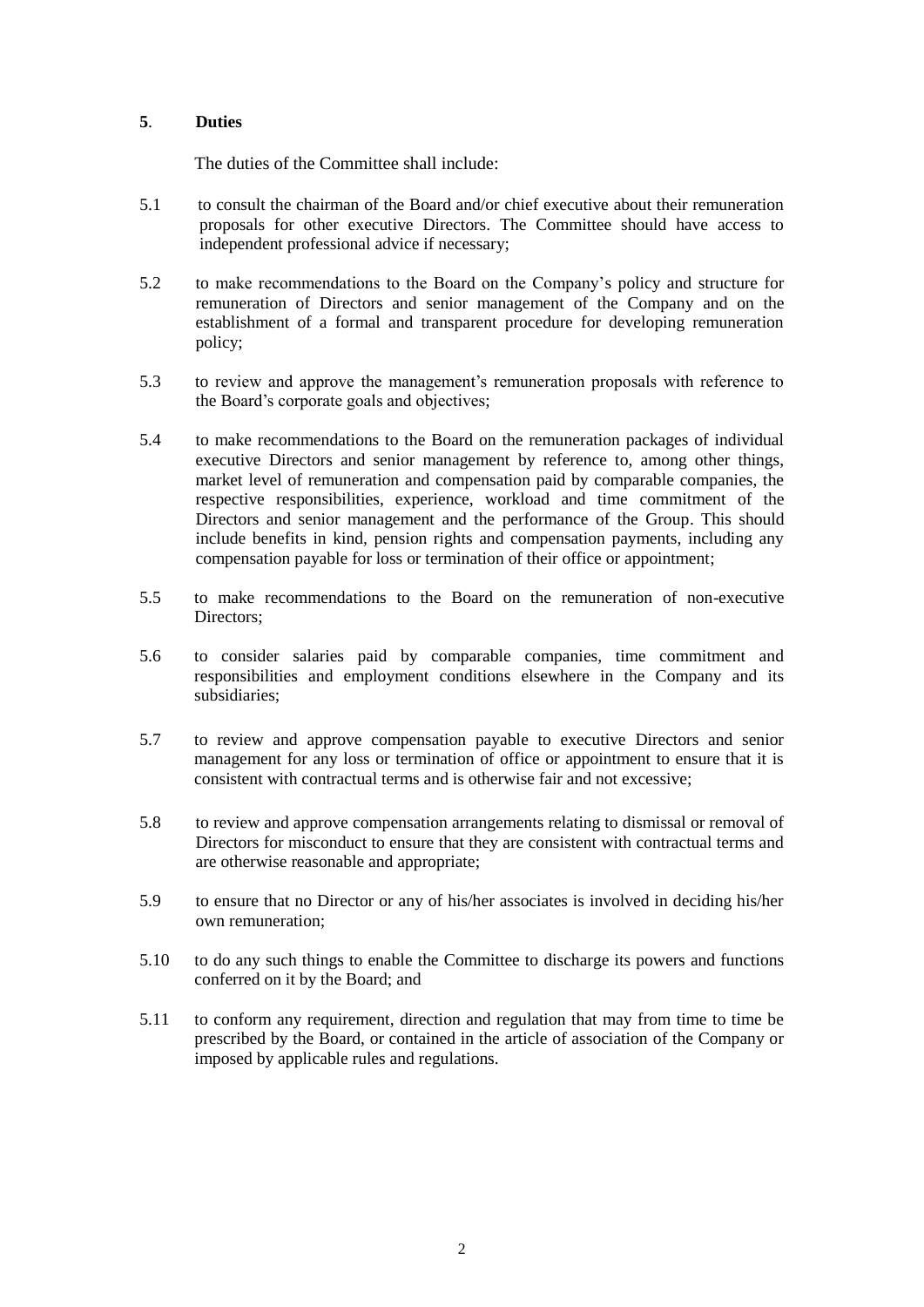## **5**. **Duties**

The duties of the Committee shall include:

5.1 to consult the chairman of the Board and/or chief executive about their remuneration proposals for other executive Directors. The Committee should have access to independent professional advice if necessary;

5.2 to make recommendations to the Board on the Company's policy and structure for remuneration of Directors and senior management of the Company and on the establishment of a formal and transparent procedure for developing remuneration policy;

5.3 to review and approve the management's remuneration proposals with reference to the Board's corporate goals and objectives;

5.4 to make recommendations to the Board on the remuneration packages of individual executive Directors and senior management by reference to, among other things, market level of remuneration and compensation paid by comparable companies, the respective responsibilities, experience, workload and time commitment of the Directors and senior management and the performance of the Group. This should include benefits in kind, pension rights and compensation payments, including any compensation payable for loss or termination of their office or appointment;

5.5 to make recommendations to the Board on the remuneration of non-executive Directors;

5.6 to consider salaries paid by comparable companies, time commitment and responsibilities and employment conditions elsewhere in the Company and its subsidiaries;

5.7 to review and approve compensation payable to executive Directors and senior management for any loss or termination of office or appointment to ensure that it is consistent with contractual terms and is otherwise fair and not excessive;

5.8 to review and approve compensation arrangements relating to dismissal or removal of Directors for misconduct to ensure that they are consistent with contractual terms and are otherwise reasonable and appropriate;

5.9 to ensure that no Director or any of his/her associates is involved in deciding his/her own remuneration;

5.10 to do any such things to enable the Committee to discharge its powers and functions conferred on it by the Board; and

5.11 to conform any requirement, direction and regulation that may from time to time be prescribed by the Board, or contained in the article of association of the Company or imposed by applicable rules and regulations.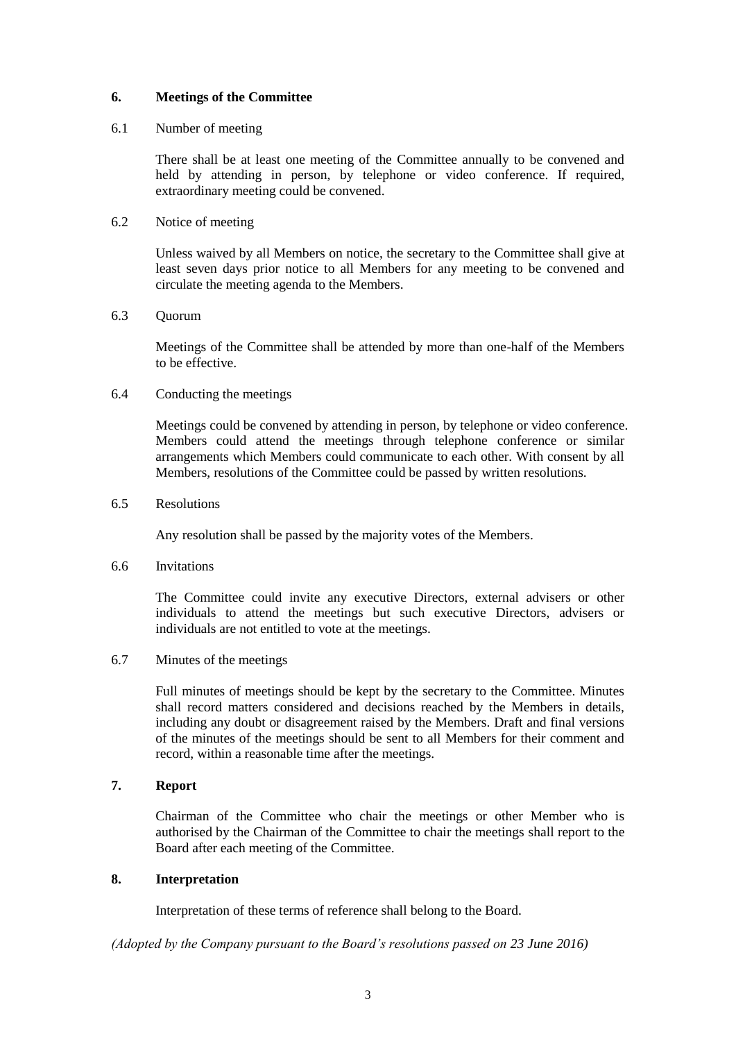## 6. Meetings of the Committee

6.1 Number of meeting

There shall be at least one meeting of the Committee annually to be convened and held by attending in person, by telephone or video conference. If required, extraordinary meeting could be convened.

6.2 Notice of meeting

Unless waived by all Members on notice, the secretary to the Committee shall give at least seven days prior notice to all Members for any meeting to be convened and circulate the meeting agenda to the Members.

6.3 Quorum

Meetings of the Committee shall be attended by more than one-half of the Members to be effective.

6.4 Conducting the meetings

Meetings could be convened by attending in person, by telephone or video conference. Members could attend the meetings through telephone conference or similar arrangements which Members could communicate to each other. With consent by all Members, resolutions of the Committee could be passed by written resolutions.

6.5 Resolutions

Any resolution shall be passed by the majority votes of the Members.

6.6 Invitations

The Committee could invite any executive Directors, external advisers or other individuals to attend the meetings but such executive Directors, advisers or individuals are not entitled to vote at the meetings.

6.7 Minutes of the meetings

Full minutes of meetings should be kept by the secretary to the Committee. Minutes shall record matters considered and decisions reached by the Members in details, including any doubt or disagreement raised by the Members. Draft and final versions of the minutes of the meetings should be sent to all Members for their comment and record, within a reasonable time after the meetings.

## 7. Report

Chairman of the Committee who chair the meetings or other Member who is authorised by the Chairman of the Committee to chair the meetings shall report to the Board after each meeting of the Committee.

## 8. Interpretation

Interpretation of these terms of reference shall belong to the Board.

*(Adopted by the Company pursuant to the Board's resolutions passed on 23 June 2016)*